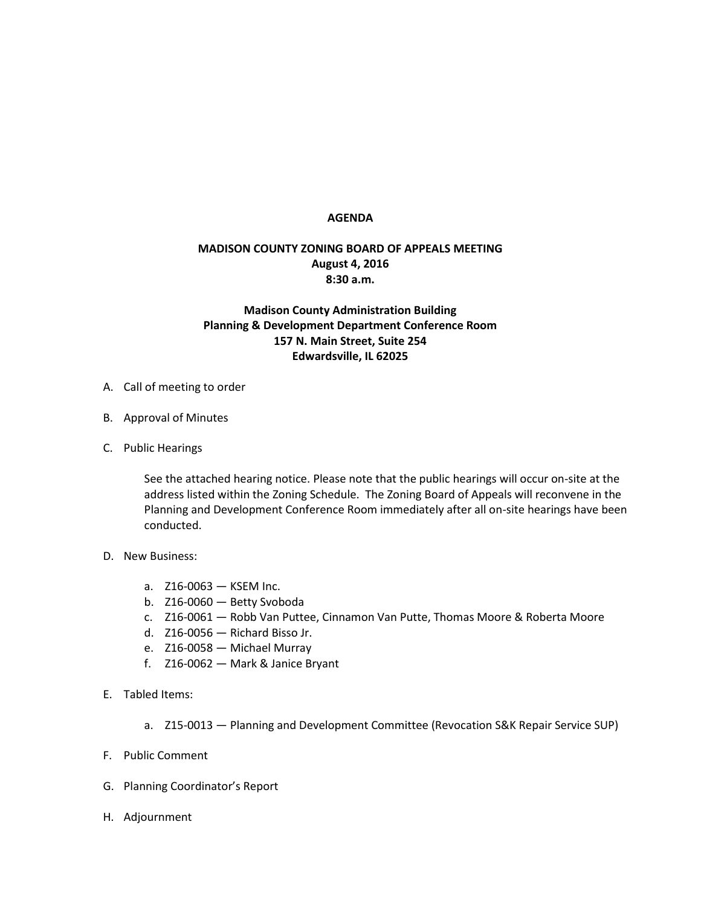# AGENDA

## MADISON COUNTY ZONING BOARD OF APPEALS MEETING
**August 4, 2016**
**8:30 a.m.**

**Madison County Administration Building**
**Planning & Development Department Conference Room**
**157 N. Main Street, Suite 254**
**Edwardsville, IL 62025**

A. Call of meeting to order

B. Approval of Minutes

C. Public Hearings

 See the attached hearing notice. Please note that the public hearings will occur on-site at the address listed within the Zoning Schedule. The Zoning Board of Appeals will reconvene in the Planning and Development Conference Room immediately after all on-site hearings have been conducted.

D. New Business:

 a. Z16-0063 — KSEM Inc.
 b. Z16-0060 — Betty Svoboda
 c. Z16-0061 — Robb Van Puttee, Cinnamon Van Putte, Thomas Moore & Roberta Moore
 d. Z16-0056 — Richard Bisso Jr.
 e. Z16-0058 — Michael Murray
 f. Z16-0062 — Mark & Janice Bryant

E. Tabled Items:

 a. Z15-0013 — Planning and Development Committee (Revocation S&K Repair Service SUP)

F. Public Comment

G. Planning Coordinator's Report

H. Adjournment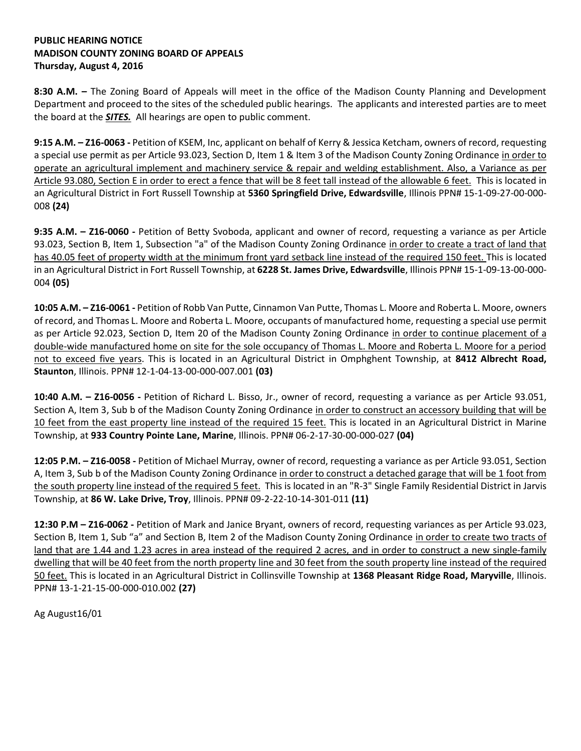**PUBLIC HEARING NOTICE**
**MADISON COUNTY ZONING BOARD OF APPEALS**
**Thursday, August 4, 2016**

**8:30 A.M. –** The Zoning Board of Appeals will meet in the office of the Madison County Planning and Development Department and proceed to the sites of the scheduled public hearings. The applicants and interested parties are to meet the board at the ***SITES.*** All hearings are open to public comment.

**9:15 A.M. – Z16-0063 -** Petition of KSEM, Inc, applicant on behalf of Kerry & Jessica Ketcham, owners of record, requesting a special use permit as per Article 93.023, Section D, Item 1 & Item 3 of the Madison County Zoning Ordinance in order to operate an agricultural implement and machinery service & repair and welding establishment. Also, a Variance as per Article 93.080, Section E in order to erect a fence that will be 8 feet tall instead of the allowable 6 feet. This is located in an Agricultural District in Fort Russell Township at **5360 Springfield Drive, Edwardsville**, Illinois PPN# 15-1-09-27-00-000-008 **(24)**

**9:35 A.M. – Z16-0060 -** Petition of Betty Svoboda, applicant and owner of record, requesting a variance as per Article 93.023, Section B, Item 1, Subsection "a" of the Madison County Zoning Ordinance in order to create a tract of land that has 40.05 feet of property width at the minimum front yard setback line instead of the required 150 feet. This is located in an Agricultural District in Fort Russell Township, at **6228 St. James Drive, Edwardsville**, Illinois PPN# 15-1-09-13-00-000-004 **(05)**

**10:05 A.M. – Z16-0061 -** Petition of Robb Van Putte, Cinnamon Van Putte, Thomas L. Moore and Roberta L. Moore, owners of record, and Thomas L. Moore and Roberta L. Moore, occupants of manufactured home, requesting a special use permit as per Article 92.023, Section D, Item 20 of the Madison County Zoning Ordinance in order to continue placement of a double-wide manufactured home on site for the sole occupancy of Thomas L. Moore and Roberta L. Moore for a period not to exceed five years. This is located in an Agricultural District in Omphghent Township, at **8412 Albrecht Road, Staunton**, Illinois. PPN# 12-1-04-13-00-000-007.001 **(03)**

**10:40 A.M. – Z16-0056 -** Petition of Richard L. Bisso, Jr., owner of record, requesting a variance as per Article 93.051, Section A, Item 3, Sub b of the Madison County Zoning Ordinance in order to construct an accessory building that will be 10 feet from the east property line instead of the required 15 feet. This is located in an Agricultural District in Marine Township, at **933 Country Pointe Lane, Marine**, Illinois. PPN# 06-2-17-30-00-000-027 **(04)**

**12:05 P.M. – Z16-0058 -** Petition of Michael Murray, owner of record, requesting a variance as per Article 93.051, Section A, Item 3, Sub b of the Madison County Zoning Ordinance in order to construct a detached garage that will be 1 foot from the south property line instead of the required 5 feet. This is located in an "R-3" Single Family Residential District in Jarvis Township, at **86 W. Lake Drive, Troy**, Illinois. PPN# 09-2-22-10-14-301-011 **(11)**

**12:30 P.M – Z16-0062 -** Petition of Mark and Janice Bryant, owners of record, requesting variances as per Article 93.023, Section B, Item 1, Sub "a" and Section B, Item 2 of the Madison County Zoning Ordinance in order to create two tracts of land that are 1.44 and 1.23 acres in area instead of the required 2 acres, and in order to construct a new single-family dwelling that will be 40 feet from the north property line and 30 feet from the south property line instead of the required 50 feet. This is located in an Agricultural District in Collinsville Township at **1368 Pleasant Ridge Road, Maryville**, Illinois. PPN# 13-1-21-15-00-000-010.002 **(27)**

Ag August16/01